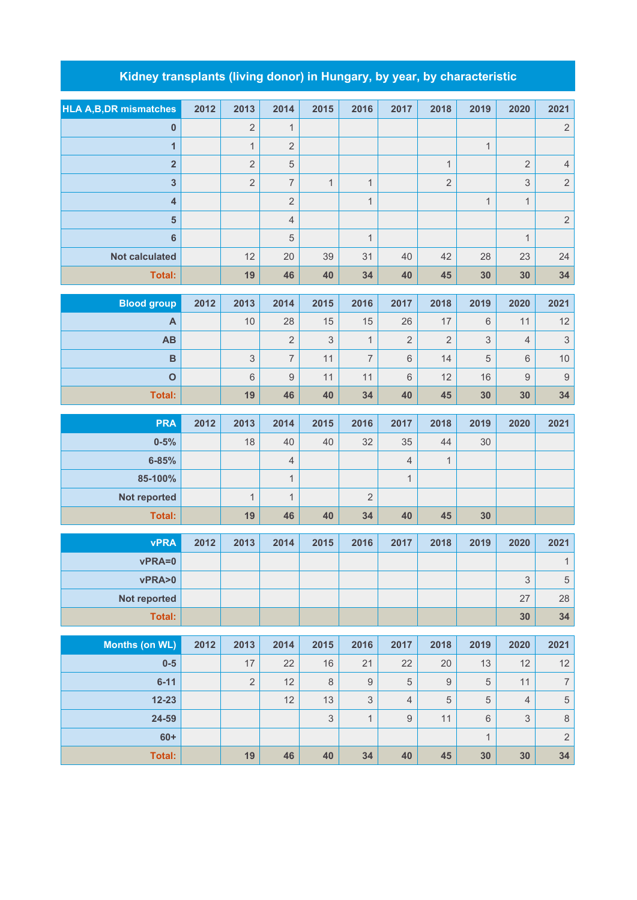# Kidney transplants (living donor) in Hungary, by year, by characteristic

| HLA A,B,DR mismatches | 2012 | 2013 | 2014 | 2015 | 2016 | 2017 | 2018 | 2019 | 2020 | 2021 |
|---|---|---|---|---|---|---|---|---|---|---|
| 0 | | 2 | 1 | | | | | | | 2 |
| 1 | | 1 | 2 | | | | | 1 | | |
| 2 | | 2 | 5 | | | | 1 | | 2 | 4 |
| 3 | | 2 | 7 | 1 | 1 | | 2 | | 3 | 2 |
| 4 | | | 2 | | 1 | | | 1 | 1 | |
| 5 | | | 4 | | | | | | | 2 |
| 6 | | | 5 | | 1 | | | | 1 | |
| Not calculated | | 12 | 20 | 39 | 31 | 40 | 42 | 28 | 23 | 24 |
| **Total:** | | **19** | **46** | **40** | **34** | **40** | **45** | **30** | **30** | **34** |

| Blood group | 2012 | 2013 | 2014 | 2015 | 2016 | 2017 | 2018 | 2019 | 2020 | 2021 |
|---|---|---|---|---|---|---|---|---|---|---|
| A | | 10 | 28 | 15 | 15 | 26 | 17 | 6 | 11 | 12 |
| AB | | | 2 | 3 | 1 | 2 | 2 | 3 | 4 | 3 |
| B | | 3 | 7 | 11 | 7 | 6 | 14 | 5 | 6 | 10 |
| O | | 6 | 9 | 11 | 11 | 6 | 12 | 16 | 9 | 9 |
| **Total:** | | **19** | **46** | **40** | **34** | **40** | **45** | **30** | **30** | **34** |

| PRA | 2012 | 2013 | 2014 | 2015 | 2016 | 2017 | 2018 | 2019 | 2020 | 2021 |
|---|---|---|---|---|---|---|---|---|---|---|
| 0-5% | | 18 | 40 | 40 | 32 | 35 | 44 | 30 | | |
| 6-85% | | | 4 | | | 4 | 1 | | | |
| 85-100% | | | 1 | | | 1 | | | | |
| Not reported | | 1 | 1 | | 2 | | | | | |
| **Total:** | | **19** | **46** | **40** | **34** | **40** | **45** | **30** | | |

| vPRA | 2012 | 2013 | 2014 | 2015 | 2016 | 2017 | 2018 | 2019 | 2020 | 2021 |
|---|---|---|---|---|---|---|---|---|---|---|
| vPRA=0 | | | | | | | | | | 1 |
| vPRA>0 | | | | | | | | | 3 | 5 |
| Not reported | | | | | | | | | 27 | 28 |
| **Total:** | | | | | | | | | **30** | **34** |

| Months (on WL) | 2012 | 2013 | 2014 | 2015 | 2016 | 2017 | 2018 | 2019 | 2020 | 2021 |
|---|---|---|---|---|---|---|---|---|---|---|
| 0-5 | | 17 | 22 | 16 | 21 | 22 | 20 | 13 | 12 | 12 |
| 6-11 | | 2 | 12 | 8 | 9 | 5 | 9 | 5 | 11 | 7 |
| 12-23 | | | 12 | 13 | 3 | 4 | 5 | 5 | 4 | 5 |
| 24-59 | | | | 3 | 1 | 9 | 11 | 6 | 3 | 8 |
| 60+ | | | | | | | | 1 | | 2 |
| **Total:** | | **19** | **46** | **40** | **34** | **40** | **45** | **30** | **30** | **34** |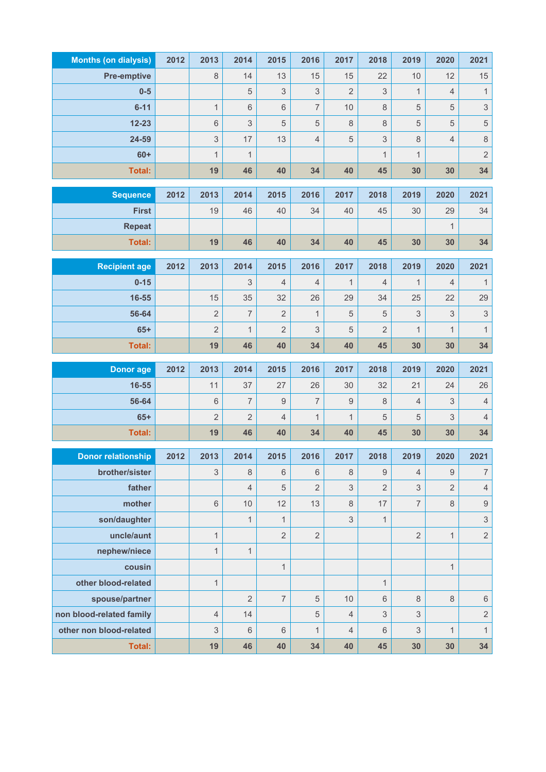| Months (on dialysis) | 2012 | 2013 | 2014 | 2015 | 2016 | 2017 | 2018 | 2019 | 2020 | 2021 |
|---|---|---|---|---|---|---|---|---|---|---|
| Pre-emptive | | 8 | 14 | 13 | 15 | 15 | 22 | 10 | 12 | 15 |
| 0-5 | | | 5 | 3 | 3 | 2 | 3 | 1 | 4 | 1 |
| 6-11 | | 1 | 6 | 6 | 7 | 10 | 8 | 5 | 5 | 3 |
| 12-23 | | 6 | 3 | 5 | 5 | 8 | 8 | 5 | 5 | 5 |
| 24-59 | | 3 | 17 | 13 | 4 | 5 | 3 | 8 | 4 | 8 |
| 60+ | | 1 | 1 | | | | 1 | 1 | | 2 |
| **Total:** | | **19** | **46** | **40** | **34** | **40** | **45** | **30** | **30** | **34** |

| Sequence | 2012 | 2013 | 2014 | 2015 | 2016 | 2017 | 2018 | 2019 | 2020 | 2021 |
|---|---|---|---|---|---|---|---|---|---|---|
| First | | 19 | 46 | 40 | 34 | 40 | 45 | 30 | 29 | 34 |
| Repeat | | | | | | | | | 1 | |
| **Total:** | | **19** | **46** | **40** | **34** | **40** | **45** | **30** | **30** | **34** |

| Recipient age | 2012 | 2013 | 2014 | 2015 | 2016 | 2017 | 2018 | 2019 | 2020 | 2021 |
|---|---|---|---|---|---|---|---|---|---|---|
| 0-15 | | | 3 | 4 | 4 | 1 | 4 | 1 | 4 | 1 |
| 16-55 | | 15 | 35 | 32 | 26 | 29 | 34 | 25 | 22 | 29 |
| 56-64 | | 2 | 7 | 2 | 1 | 5 | 5 | 3 | 3 | 3 |
| 65+ | | 2 | 1 | 2 | 3 | 5 | 2 | 1 | 1 | 1 |
| **Total:** | | **19** | **46** | **40** | **34** | **40** | **45** | **30** | **30** | **34** |

| Donor age | 2012 | 2013 | 2014 | 2015 | 2016 | 2017 | 2018 | 2019 | 2020 | 2021 |
|---|---|---|---|---|---|---|---|---|---|---|
| 16-55 | | 11 | 37 | 27 | 26 | 30 | 32 | 21 | 24 | 26 |
| 56-64 | | 6 | 7 | 9 | 7 | 9 | 8 | 4 | 3 | 4 |
| 65+ | | 2 | 2 | 4 | 1 | 1 | 5 | 5 | 3 | 4 |
| **Total:** | | **19** | **46** | **40** | **34** | **40** | **45** | **30** | **30** | **34** |

| Donor relationship | 2012 | 2013 | 2014 | 2015 | 2016 | 2017 | 2018 | 2019 | 2020 | 2021 |
|---|---|---|---|---|---|---|---|---|---|---|
| brother/sister | | 3 | 8 | 6 | 6 | 8 | 9 | 4 | 9 | 7 |
| father | | | 4 | 5 | 2 | 3 | 2 | 3 | 2 | 4 |
| mother | | 6 | 10 | 12 | 13 | 8 | 17 | 7 | 8 | 9 |
| son/daughter | | | 1 | 1 | | 3 | 1 | | | 3 |
| uncle/aunt | | 1 | | 2 | 2 | | | 2 | 1 | 2 |
| nephew/niece | | 1 | 1 | | | | | | | |
| cousin | | | | 1 | | | | | 1 | |
| other blood-related | | 1 | | | | | 1 | | | |
| spouse/partner | | | 2 | 7 | 5 | 10 | 6 | 8 | 8 | 6 |
| non blood-related family | | 4 | 14 | | 5 | 4 | 3 | 3 | | 2 |
| other non blood-related | | 3 | 6 | 6 | 1 | 4 | 6 | 3 | 1 | 1 |
| **Total:** | | **19** | **46** | **40** | **34** | **40** | **45** | **30** | **30** | **34** |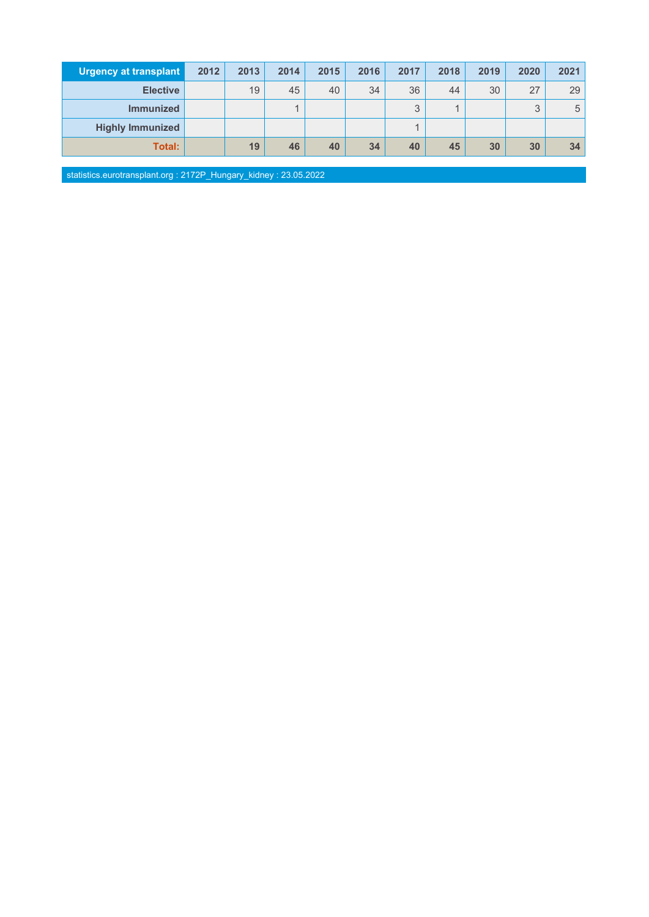| Urgency at transplant | 2012 | 2013 | 2014 | 2015 | 2016 | 2017 | 2018 | 2019 | 2020 | 2021 |
|---|---|---|---|---|---|---|---|---|---|---|
| Elective | | 19 | 45 | 40 | 34 | 36 | 44 | 30 | 27 | 29 |
| Immunized | | | 1 | | | 3 | 1 | | 3 | 5 |
| Highly Immunized | | | | | | 1 | | | | |
| **Total:** | | **19** | **46** | **40** | **34** | **40** | **45** | **30** | **30** | **34** |

statistics.eurotransplant.org : 2172P_Hungary_kidney : 23.05.2022